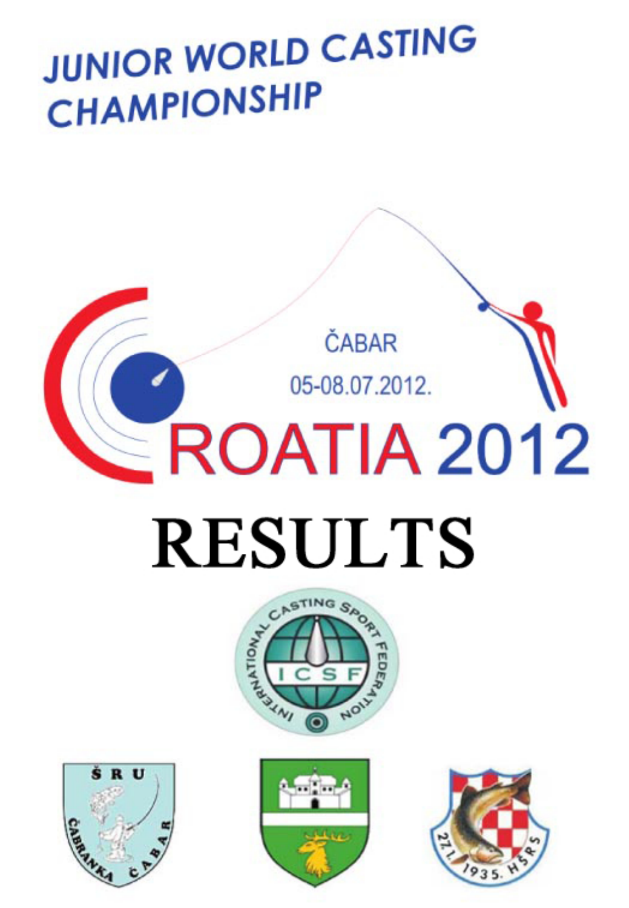# JUNIOR WORLD CASTING CHAMPIONSHIP

ČABAR

05-08.07.2012.

CROATIA 2012

# RESULTS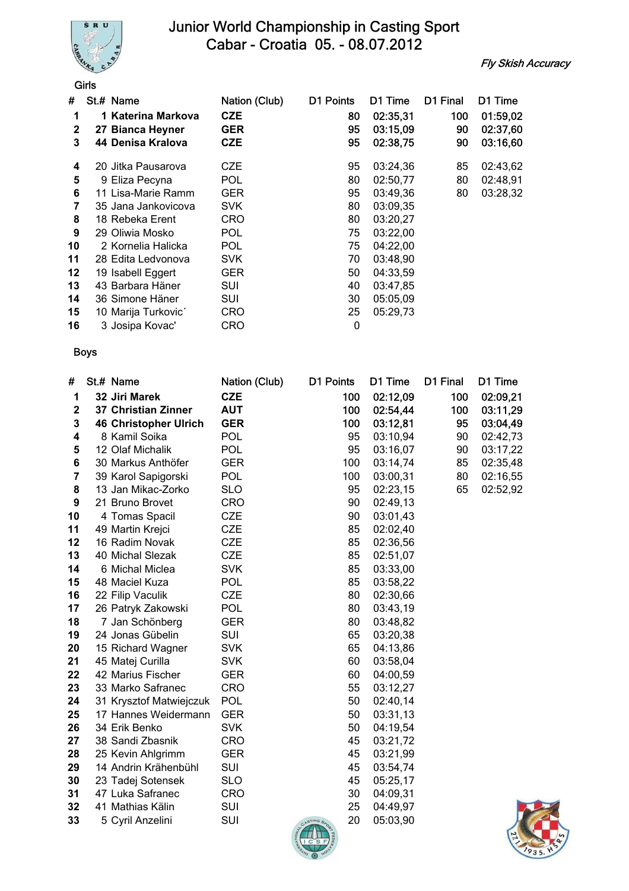# Junior World Championship in Casting Sport
## Cabar - Croatia 05. - 08.07.2012

*Fly Skish Accuracy*

### Girls

| # | St.# | Name | Nation (Club) | D1 Points | D1 Time | D1 Final | D1 Time |
|---|---|---|---|---|---|---|---|
| **1** | **1** | **Katerina Markova** | **CZE** | 80 | 02:35,31 | 100 | 01:59,02 |
| **2** | **27** | **Bianca Heyner** | **GER** | 95 | 03:15,09 | 90 | 02:37,60 |
| **3** | **44** | **Denisa Kralova** | **CZE** | 95 | 02:38,75 | 90 | 03:16,60 |
| **4** | 20 | Jitka Pausarova | CZE | 95 | 03:24,36 | 85 | 02:43,62 |
| **5** | 9 | Eliza Pecyna | POL | 80 | 02:50,77 | 80 | 02:48,91 |
| **6** | 11 | Lisa-Marie Ramm | GER | 95 | 03:49,36 | 80 | 03:28,32 |
| **7** | 35 | Jana Jankovicova | SVK | 80 | 03:09,35 | | |
| **8** | 18 | Rebeka Erent | CRO | 80 | 03:20,27 | | |
| **9** | 29 | Oliwia Mosko | POL | 75 | 03:22,00 | | |
| **10** | 2 | Kornelia Halicka | POL | 75 | 04:22,00 | | |
| **11** | 28 | Edita Ledvonova | SVK | 70 | 03:48,90 | | |
| **12** | 19 | Isabell Eggert | GER | 50 | 04:33,59 | | |
| **13** | 43 | Barbara Häner | SUI | 40 | 03:47,85 | | |
| **14** | 36 | Simone Häner | SUI | 30 | 05:05,09 | | |
| **15** | 10 | Marija Turkovic´ | CRO | 25 | 05:29,73 | | |
| **16** | 3 | Josipa Kovac' | CRO | 0 | | | |

### Boys

| # | St.# | Name | Nation (Club) | D1 Points | D1 Time | D1 Final | D1 Time |
|---|---|---|---|---|---|---|---|
| **1** | **32** | **Jiri Marek** | **CZE** | 100 | 02:12,09 | 100 | 02:09,21 |
| **2** | **37** | **Christian Zinner** | **AUT** | 100 | 02:54,44 | 100 | 03:11,29 |
| **3** | **46** | **Christopher Ulrich** | **GER** | 100 | 03:12,81 | 95 | 03:04,49 |
| **4** | 8 | Kamil Soika | POL | 95 | 03:10,94 | 90 | 02:42,73 |
| **5** | 12 | Olaf Michalik | POL | 95 | 03:16,07 | 90 | 03:17,22 |
| **6** | 30 | Markus Anthöfer | GER | 100 | 03:14,74 | 85 | 02:35,48 |
| **7** | 39 | Karol Sapigorski | POL | 100 | 03:00,31 | 80 | 02:16,55 |
| **8** | 13 | Jan Mikac-Zorko | SLO | 95 | 02:23,15 | 65 | 02:52,92 |
| **9** | 21 | Bruno Brovet | CRO | 90 | 02:49,13 | | |
| **10** | 4 | Tomas Spacil | CZE | 90 | 03:01,43 | | |
| **11** | 49 | Martin Krejci | CZE | 85 | 02:02,40 | | |
| **12** | 16 | Radim Novak | CZE | 85 | 02:36,56 | | |
| **13** | 40 | Michal Slezak | CZE | 85 | 02:51,07 | | |
| **14** | 6 | Michal Miclea | SVK | 85 | 03:33,00 | | |
| **15** | 48 | Maciel Kuza | POL | 85 | 03:58,22 | | |
| **16** | 22 | Filip Vaculik | CZE | 80 | 02:30,66 | | |
| **17** | 26 | Patryk Zakowski | POL | 80 | 03:43,19 | | |
| **18** | 7 | Jan Schönberg | GER | 80 | 03:48,82 | | |
| **19** | 24 | Jonas Gübelin | SUI | 65 | 03:20,38 | | |
| **20** | 15 | Richard Wagner | SVK | 65 | 04:13,86 | | |
| **21** | 45 | Matej Curilla | SVK | 60 | 03:58,04 | | |
| **22** | 42 | Marius Fischer | GER | 60 | 04:00,59 | | |
| **23** | 33 | Marko Safranec | CRO | 55 | 03:12,27 | | |
| **24** | 31 | Krysztof Matwiejczuk | POL | 50 | 02:40,14 | | |
| **25** | 17 | Hannes Weidermann | GER | 50 | 03:31,13 | | |
| **26** | 34 | Erik Benko | SVK | 50 | 04:19,54 | | |
| **27** | 38 | Sandi Zbasnik | CRO | 45 | 03:21,72 | | |
| **28** | 25 | Kevin Ahlgrimm | GER | 45 | 03:21,99 | | |
| **29** | 14 | Andrin Krähenbühl | SUI | 45 | 03:54,74 | | |
| **30** | 23 | Tadej Sotensek | SLO | 45 | 05:25,17 | | |
| **31** | 47 | Luka Safranec | CRO | 30 | 04:09,31 | | |
| **32** | 41 | Mathias Kälin | SUI | 25 | 04:49,97 | | |
| **33** | 5 | Cyril Anzelini | SUI | 20 | 05:03,90 | | |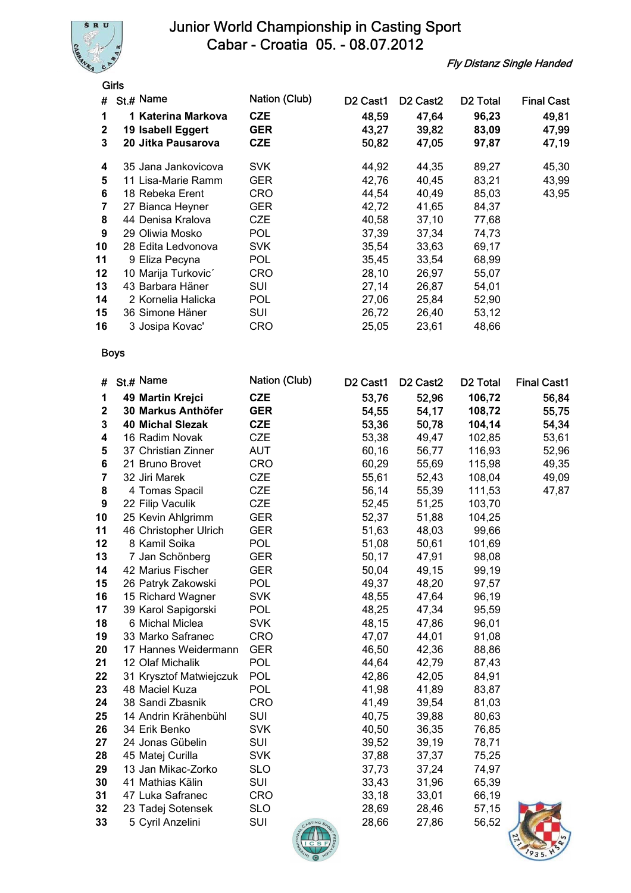# Junior World Championship in Casting Sport
## Cabar - Croatia 05. - 08.07.2012

*Fly Distanz Single Handed*

### Girls

| # | St.# | Name | Nation (Club) | D2 Cast1 | D2 Cast2 | D2 Total | Final Cast |
|---|---|---|---|---|---|---|---|
| **1** | **1** | **Katerina Markova** | **CZE** | **48,59** | **47,64** | **96,23** | **49,81** |
| **2** | **19** | **Isabell Eggert** | **GER** | **43,27** | **39,82** | **83,09** | **47,99** |
| **3** | **20** | **Jitka Pausarova** | **CZE** | **50,82** | **47,05** | **97,87** | **47,19** |
| 4 | 35 | Jana Jankovicova | SVK | 44,92 | 44,35 | 89,27 | 45,30 |
| 5 | 11 | Lisa-Marie Ramm | GER | 42,76 | 40,45 | 83,21 | 43,99 |
| 6 | 18 | Rebeka Erent | CRO | 44,54 | 40,49 | 85,03 | 43,95 |
| 7 | 27 | Bianca Heyner | GER | 42,72 | 41,65 | 84,37 | |
| 8 | 44 | Denisa Kralova | CZE | 40,58 | 37,10 | 77,68 | |
| 9 | 29 | Oliwia Mosko | POL | 37,39 | 37,34 | 74,73 | |
| 10 | 28 | Edita Ledvonova | SVK | 35,54 | 33,63 | 69,17 | |
| 11 | 9 | Eliza Pecyna | POL | 35,45 | 33,54 | 68,99 | |
| 12 | 10 | Marija Turkovic´ | CRO | 28,10 | 26,97 | 55,07 | |
| 13 | 43 | Barbara Häner | SUI | 27,14 | 26,87 | 54,01 | |
| 14 | 2 | Kornelia Halicka | POL | 27,06 | 25,84 | 52,90 | |
| 15 | 36 | Simone Häner | SUI | 26,72 | 26,40 | 53,12 | |
| 16 | 3 | Josipa Kovac' | CRO | 25,05 | 23,61 | 48,66 | |

### Boys

| # | St.# | Name | Nation (Club) | D2 Cast1 | D2 Cast2 | D2 Total | Final Cast1 |
|---|---|---|---|---|---|---|---|
| **1** | **49** | **Martin Krejci** | **CZE** | **53,76** | **52,96** | **106,72** | **56,84** |
| **2** | **30** | **Markus Anthöfer** | **GER** | **54,55** | **54,17** | **108,72** | **55,75** |
| **3** | **40** | **Michal Slezak** | **CZE** | **53,36** | **50,78** | **104,14** | **54,34** |
| 4 | 16 | Radim Novak | CZE | 53,38 | 49,47 | 102,85 | 53,61 |
| 5 | 37 | Christian Zinner | AUT | 60,16 | 56,77 | 116,93 | 52,96 |
| 6 | 21 | Bruno Brovet | CRO | 60,29 | 55,69 | 115,98 | 49,35 |
| 7 | 32 | Jiri Marek | CZE | 55,61 | 52,43 | 108,04 | 49,09 |
| 8 | 4 | Tomas Spacil | CZE | 56,14 | 55,39 | 111,53 | 47,87 |
| 9 | 22 | Filip Vaculik | CZE | 52,45 | 51,25 | 103,70 | |
| 10 | 25 | Kevin Ahlgrimm | GER | 52,37 | 51,88 | 104,25 | |
| 11 | 46 | Christopher Ulrich | GER | 51,63 | 48,03 | 99,66 | |
| 12 | 8 | Kamil Soika | POL | 51,08 | 50,61 | 101,69 | |
| 13 | 7 | Jan Schönberg | GER | 50,17 | 47,91 | 98,08 | |
| 14 | 42 | Marius Fischer | GER | 50,04 | 49,15 | 99,19 | |
| 15 | 26 | Patryk Zakowski | POL | 49,37 | 48,20 | 97,57 | |
| 16 | 15 | Richard Wagner | SVK | 48,55 | 47,64 | 96,19 | |
| 17 | 39 | Karol Sapigorski | POL | 48,25 | 47,34 | 95,59 | |
| 18 | 6 | Michal Miclea | SVK | 48,15 | 47,86 | 96,01 | |
| 19 | 33 | Marko Safranec | CRO | 47,07 | 44,01 | 91,08 | |
| 20 | 17 | Hannes Weidermann | GER | 46,50 | 42,36 | 88,86 | |
| 21 | 12 | Olaf Michalik | POL | 44,64 | 42,79 | 87,43 | |
| 22 | 31 | Krysztof Matwiejczuk | POL | 42,86 | 42,05 | 84,91 | |
| 23 | 48 | Maciel Kuza | POL | 41,98 | 41,89 | 83,87 | |
| 24 | 38 | Sandi Zbasnik | CRO | 41,49 | 39,54 | 81,03 | |
| 25 | 14 | Andrin Krähenbühl | SUI | 40,75 | 39,88 | 80,63 | |
| 26 | 34 | Erik Benko | SVK | 40,50 | 36,35 | 76,85 | |
| 27 | 24 | Jonas Gübelin | SUI | 39,52 | 39,19 | 78,71 | |
| 28 | 45 | Matej Curilla | SVK | 37,88 | 37,37 | 75,25 | |
| 29 | 13 | Jan Mikac-Zorko | SLO | 37,73 | 37,24 | 74,97 | |
| 30 | 41 | Mathias Kälin | SUI | 33,43 | 31,96 | 65,39 | |
| 31 | 47 | Luka Safranec | CRO | 33,18 | 33,01 | 66,19 | |
| 32 | 23 | Tadej Sotensek | SLO | 28,69 | 28,46 | 57,15 | |
| 33 | 5 | Cyril Anzelini | SUI | 28,66 | 27,86 | 56,52 | |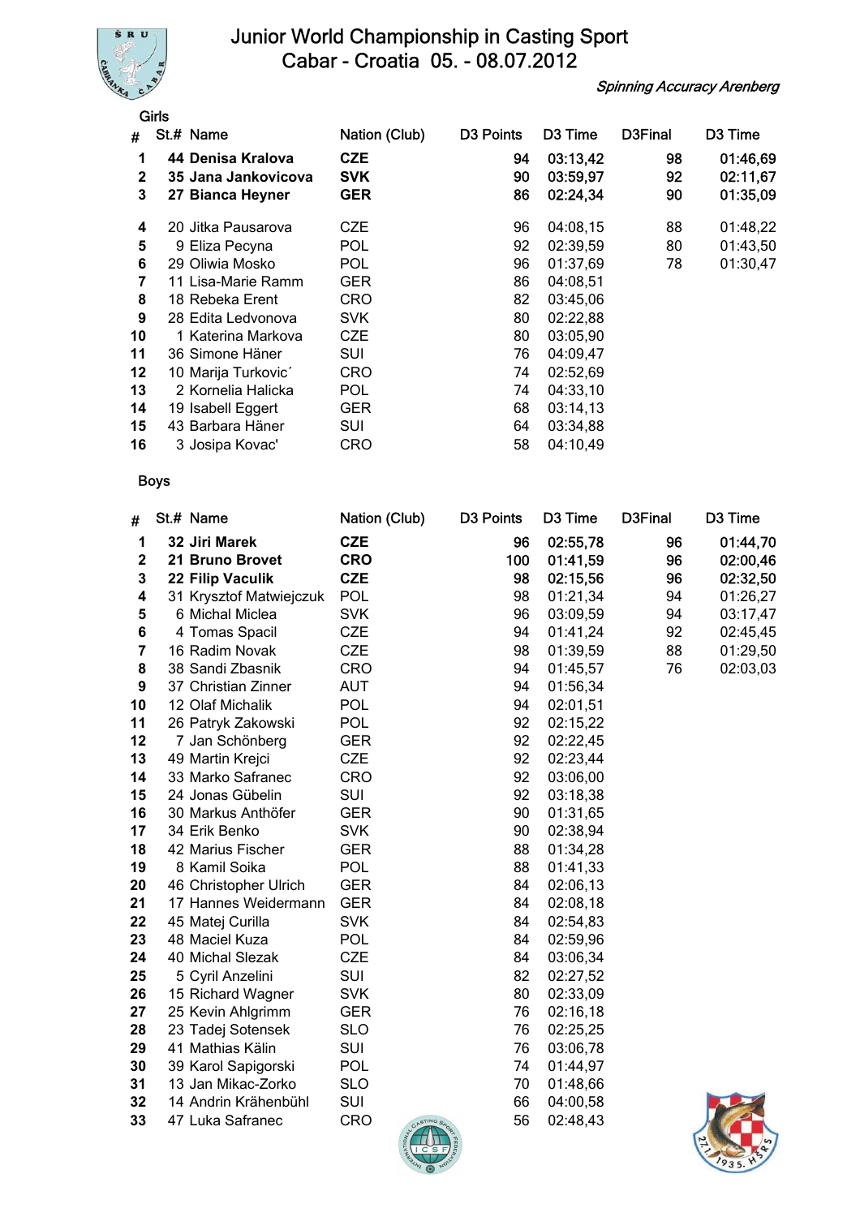# Junior World Championship in Casting Sport
## Cabar - Croatia 05. - 08.07.2012

*Spinning Accuracy Arenberg*

### Girls

| # | St.# | Name | Nation (Club) | D3 Points | D3 Time | D3Final | D3 Time |
|---|---|---|---|---|---|---|---|
| **1** | **44** | **Denisa Kralova** | **CZE** | **94** | **03:13,42** | **98** | **01:46,69** |
| **2** | **35** | **Jana Jankovicova** | **SVK** | **90** | **03:59,97** | **92** | **02:11,67** |
| **3** | **27** | **Bianca Heyner** | **GER** | **86** | **02:24,34** | **90** | **01:35,09** |
| **4** | 20 | Jitka Pausarova | CZE | 96 | 04:08,15 | 88 | 01:48,22 |
| **5** | 9 | Eliza Pecyna | POL | 92 | 02:39,59 | 80 | 01:43,50 |
| **6** | 29 | Oliwia Mosko | POL | 96 | 01:37,69 | 78 | 01:30,47 |
| **7** | 11 | Lisa-Marie Ramm | GER | 86 | 04:08,51 | | |
| **8** | 18 | Rebeka Erent | CRO | 82 | 03:45,06 | | |
| **9** | 28 | Edita Ledvonova | SVK | 80 | 02:22,88 | | |
| **10** | 1 | Katerina Markova | CZE | 80 | 03:05,90 | | |
| **11** | 36 | Simone Häner | SUI | 76 | 04:09,47 | | |
| **12** | 10 | Marija Turkovic´ | CRO | 74 | 02:52,69 | | |
| **13** | 2 | Kornelia Halicka | POL | 74 | 04:33,10 | | |
| **14** | 19 | Isabell Eggert | GER | 68 | 03:14,13 | | |
| **15** | 43 | Barbara Häner | SUI | 64 | 03:34,88 | | |
| **16** | 3 | Josipa Kovac' | CRO | 58 | 04:10,49 | | |

### Boys

| # | St.# | Name | Nation (Club) | D3 Points | D3 Time | D3Final | D3 Time |
|---|---|---|---|---|---|---|---|
| **1** | **32** | **Jiri Marek** | **CZE** | **96** | **02:55,78** | **96** | **01:44,70** |
| **2** | **21** | **Bruno Brovet** | **CRO** | **100** | **01:41,59** | **96** | **02:00,46** |
| **3** | **22** | **Filip Vaculik** | **CZE** | **98** | **02:15,56** | **96** | **02:32,50** |
| **4** | 31 | Krysztof Matwiejczuk | POL | 98 | 01:21,34 | 94 | 01:26,27 |
| **5** | 6 | Michal Miclea | SVK | 96 | 03:09,59 | 94 | 03:17,47 |
| **6** | 4 | Tomas Spacil | CZE | 94 | 01:41,24 | 92 | 02:45,45 |
| **7** | 16 | Radim Novak | CZE | 98 | 01:39,59 | 88 | 01:29,50 |
| **8** | 38 | Sandi Zbasnik | CRO | 94 | 01:45,57 | 76 | 02:03,03 |
| **9** | 37 | Christian Zinner | AUT | 94 | 01:56,34 | | |
| **10** | 12 | Olaf Michalik | POL | 94 | 02:01,51 | | |
| **11** | 26 | Patryk Zakowski | POL | 92 | 02:15,22 | | |
| **12** | 7 | Jan Schönberg | GER | 92 | 02:22,45 | | |
| **13** | 49 | Martin Krejci | CZE | 92 | 02:23,44 | | |
| **14** | 33 | Marko Safranec | CRO | 92 | 03:06,00 | | |
| **15** | 24 | Jonas Gübelin | SUI | 92 | 03:18,38 | | |
| **16** | 30 | Markus Anthöfer | GER | 90 | 01:31,65 | | |
| **17** | 34 | Erik Benko | SVK | 90 | 02:38,94 | | |
| **18** | 42 | Marius Fischer | GER | 88 | 01:34,28 | | |
| **19** | 8 | Kamil Soika | POL | 88 | 01:41,33 | | |
| **20** | 46 | Christopher Ulrich | GER | 84 | 02:06,13 | | |
| **21** | 17 | Hannes Weidermann | GER | 84 | 02:08,18 | | |
| **22** | 45 | Matej Curilla | SVK | 84 | 02:54,83 | | |
| **23** | 48 | Maciel Kuza | POL | 84 | 02:59,96 | | |
| **24** | 40 | Michal Slezak | CZE | 84 | 03:06,34 | | |
| **25** | 5 | Cyril Anzelini | SUI | 82 | 02:27,52 | | |
| **26** | 15 | Richard Wagner | SVK | 80 | 02:33,09 | | |
| **27** | 25 | Kevin Ahlgrimm | GER | 76 | 02:16,18 | | |
| **28** | 23 | Tadej Sotensek | SLO | 76 | 02:25,25 | | |
| **29** | 41 | Mathias Kälin | SUI | 76 | 03:06,78 | | |
| **30** | 39 | Karol Sapigorski | POL | 74 | 01:44,97 | | |
| **31** | 13 | Jan Mikac-Zorko | SLO | 70 | 01:48,66 | | |
| **32** | 14 | Andrin Krähenbühl | SUI | 66 | 04:00,58 | | |
| **33** | 47 | Luka Safranec | CRO | 56 | 02:48,43 | | |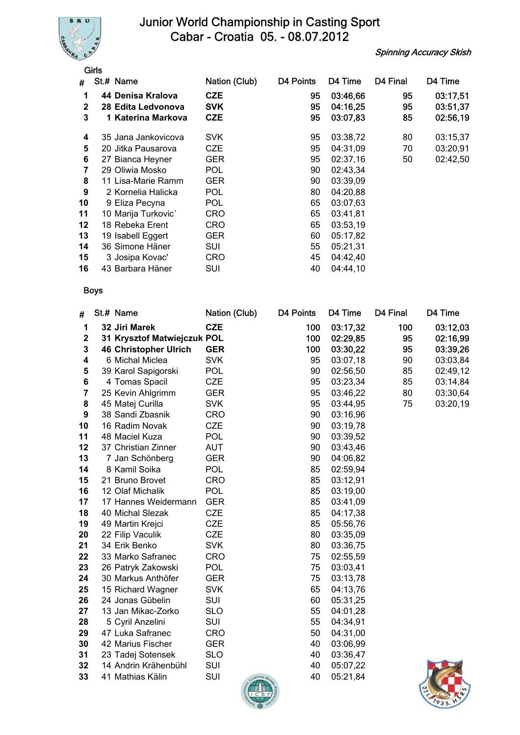# Junior World Championship in Casting Sport
## Cabar - Croatia 05. - 08.07.2012

*Spinning Accuracy Skish*

### Girls

| # | St.# | Name | Nation (Club) | D4 Points | D4 Time | D4 Final | D4 Time |
|---|---|---|---|---|---|---|---|
| **1** | **44** | **Denisa Kralova** | **CZE** | 95 | 03:46,66 | 95 | 03:17,51 |
| **2** | **28** | **Edita Ledvonova** | **SVK** | 95 | 04:16,25 | 95 | 03:51,37 |
| **3** | **1** | **Katerina Markova** | **CZE** | 95 | 03:07,83 | 85 | 02:56,19 |
| **4** | 35 | Jana Jankovicova | SVK | 95 | 03:38,72 | 80 | 03:15,37 |
| **5** | 20 | Jitka Pausarova | CZE | 95 | 04:31,09 | 70 | 03:20,91 |
| **6** | 27 | Bianca Heyner | GER | 95 | 02:37,16 | 50 | 02:42,50 |
| **7** | 29 | Oliwia Mosko | POL | 90 | 02:43,34 | | |
| **8** | 11 | Lisa-Marie Ramm | GER | 90 | 03:39,09 | | |
| **9** | 2 | Kornelia Halicka | POL | 80 | 04:20,88 | | |
| **10** | 9 | Eliza Pecyna | POL | 65 | 03:07,63 | | |
| **11** | 10 | Marija Turkovic´ | CRO | 65 | 03:41,81 | | |
| **12** | 18 | Rebeka Erent | CRO | 65 | 03:53,19 | | |
| **13** | 19 | Isabell Eggert | GER | 60 | 05:17,82 | | |
| **14** | 36 | Simone Häner | SUI | 55 | 05:21,31 | | |
| **15** | 3 | Josipa Kovac' | CRO | 45 | 04:42,40 | | |
| **16** | 43 | Barbara Häner | SUI | 40 | 04:44,10 | | |

### Boys

| # | St.# | Name | Nation (Club) | D4 Points | D4 Time | D4 Final | D4 Time |
|---|---|---|---|---|---|---|---|
| **1** | **32** | **Jiri Marek** | **CZE** | 100 | 03:17,32 | 100 | 03:12,03 |
| **2** | **31** | **Krysztof Matwiejczuk** | **POL** | 100 | 02:29,85 | 95 | 02:16,99 |
| **3** | **46** | **Christopher Ulrich** | **GER** | 100 | 03:30,22 | 95 | 03:39,26 |
| **4** | 6 | Michal Miclea | SVK | 95 | 03:07,18 | 90 | 03:03,84 |
| **5** | 39 | Karol Sapigorski | POL | 90 | 02:56,50 | 85 | 02:49,12 |
| **6** | 4 | Tomas Spacil | CZE | 95 | 03:23,34 | 85 | 03:14,84 |
| **7** | 25 | Kevin Ahlgrimm | GER | 95 | 03:46,22 | 80 | 03:30,64 |
| **8** | 45 | Matej Curilla | SVK | 95 | 03:44,95 | 75 | 03:20,19 |
| **9** | 38 | Sandi Zbasnik | CRO | 90 | 03:16,96 | | |
| **10** | 16 | Radim Novak | CZE | 90 | 03:19,78 | | |
| **11** | 48 | Maciel Kuza | POL | 90 | 03:39,52 | | |
| **12** | 37 | Christian Zinner | AUT | 90 | 03:43,46 | | |
| **13** | 7 | Jan Schönberg | GER | 90 | 04:06,82 | | |
| **14** | 8 | Kamil Soika | POL | 85 | 02:59,94 | | |
| **15** | 21 | Bruno Brovet | CRO | 85 | 03:12,91 | | |
| **16** | 12 | Olaf Michalik | POL | 85 | 03:19,00 | | |
| **17** | 17 | Hannes Weidermann | GER | 85 | 03:41,09 | | |
| **18** | 40 | Michal Slezak | CZE | 85 | 04:17,38 | | |
| **19** | 49 | Martin Krejci | CZE | 85 | 05:56,76 | | |
| **20** | 22 | Filip Vaculik | CZE | 80 | 03:35,09 | | |
| **21** | 34 | Erik Benko | SVK | 80 | 03:36,75 | | |
| **22** | 33 | Marko Safranec | CRO | 75 | 02:55,59 | | |
| **23** | 26 | Patryk Zakowski | POL | 75 | 03:03,41 | | |
| **24** | 30 | Markus Anthöfer | GER | 75 | 03:13,78 | | |
| **25** | 15 | Richard Wagner | SVK | 65 | 04:13,76 | | |
| **26** | 24 | Jonas Gübelin | SUI | 60 | 05:31,25 | | |
| **27** | 13 | Jan Mikac-Zorko | SLO | 55 | 04:01,28 | | |
| **28** | 5 | Cyril Anzelini | SUI | 55 | 04:34,91 | | |
| **29** | 47 | Luka Safranec | CRO | 50 | 04:31,00 | | |
| **30** | 42 | Marius Fischer | GER | 40 | 03:06,99 | | |
| **31** | 23 | Tadej Sotensek | SLO | 40 | 03:36,47 | | |
| **32** | 14 | Andrin Krähenbühl | SUI | 40 | 05:07,22 | | |
| **33** | 41 | Mathias Kälin | SUI | 40 | 05:21,84 | | |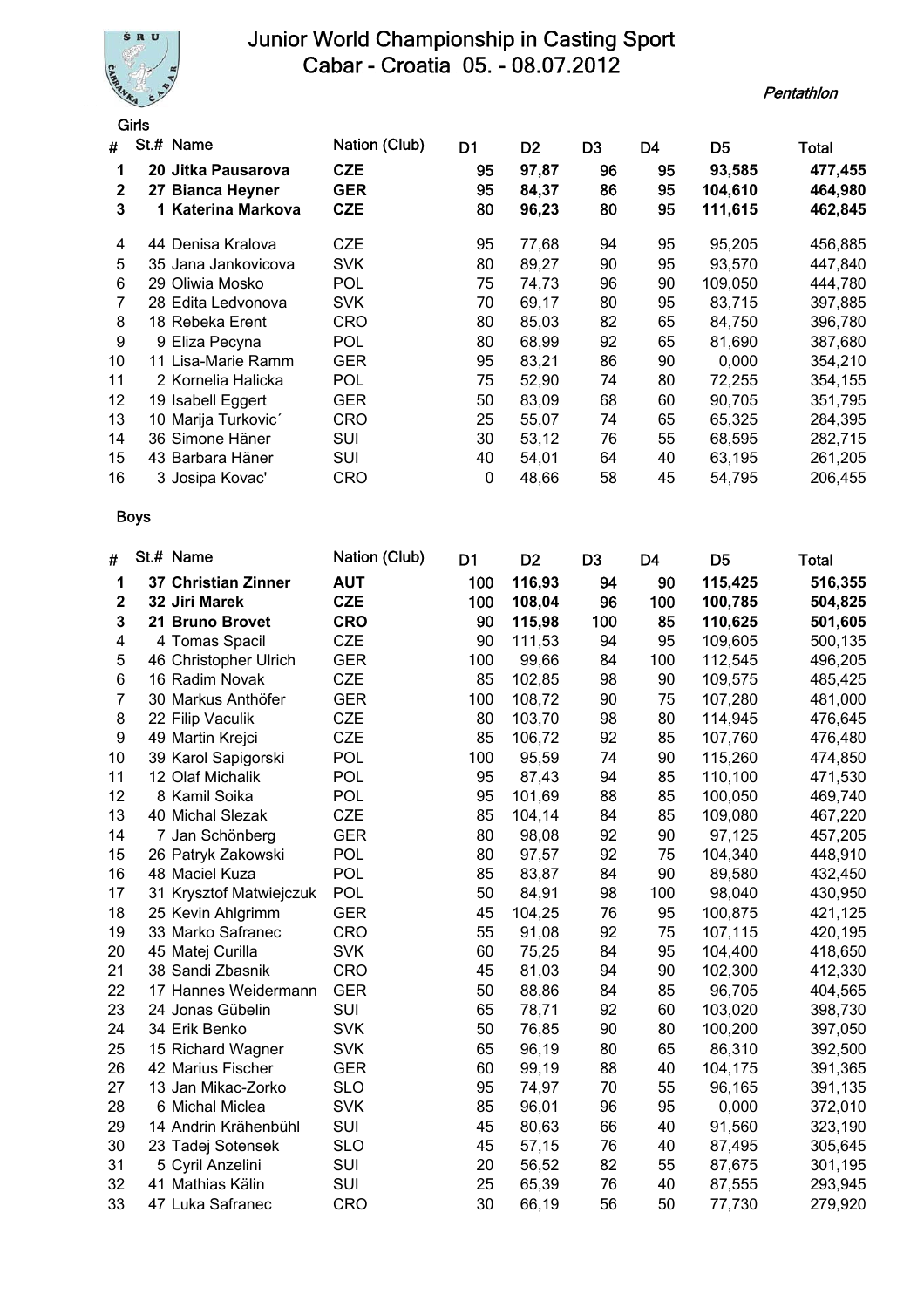# Junior World Championship in Casting Sport
## Cabar - Croatia 05. - 08.07.2012

*Pentathlon*

### Girls

| # | St.# | Name | Nation (Club) | D1 | D2 | D3 | D4 | D5 | Total |
|---|---|---|---|---|---|---|---|---|---|
| **1** | **20** | **Jitka Pausarova** | **CZE** | **95** | **97,87** | **96** | **95** | **93,585** | **477,455** |
| **2** | **27** | **Bianca Heyner** | **GER** | **95** | **84,37** | **86** | **95** | **104,610** | **464,980** |
| **3** | **1** | **Katerina Markova** | **CZE** | **80** | **96,23** | **80** | **95** | **111,615** | **462,845** |
| 4 | 44 | Denisa Kralova | CZE | 95 | 77,68 | 94 | 95 | 95,205 | 456,885 |
| 5 | 35 | Jana Jankovicova | SVK | 80 | 89,27 | 90 | 95 | 93,570 | 447,840 |
| 6 | 29 | Oliwia Mosko | POL | 75 | 74,73 | 96 | 90 | 109,050 | 444,780 |
| 7 | 28 | Edita Ledvonova | SVK | 70 | 69,17 | 80 | 95 | 83,715 | 397,885 |
| 8 | 18 | Rebeka Erent | CRO | 80 | 85,03 | 82 | 65 | 84,750 | 396,780 |
| 9 | 9 | Eliza Pecyna | POL | 80 | 68,99 | 92 | 65 | 81,690 | 387,680 |
| 10 | 11 | Lisa-Marie Ramm | GER | 95 | 83,21 | 86 | 90 | 0,000 | 354,210 |
| 11 | 2 | Kornelia Halicka | POL | 75 | 52,90 | 74 | 80 | 72,255 | 354,155 |
| 12 | 19 | Isabell Eggert | GER | 50 | 83,09 | 68 | 60 | 90,705 | 351,795 |
| 13 | 10 | Marija Turkovic´ | CRO | 25 | 55,07 | 74 | 65 | 65,325 | 284,395 |
| 14 | 36 | Simone Häner | SUI | 30 | 53,12 | 76 | 55 | 68,595 | 282,715 |
| 15 | 43 | Barbara Häner | SUI | 40 | 54,01 | 64 | 40 | 63,195 | 261,205 |
| 16 | 3 | Josipa Kovac' | CRO | 0 | 48,66 | 58 | 45 | 54,795 | 206,455 |

### Boys

| # | St.# | Name | Nation (Club) | D1 | D2 | D3 | D4 | D5 | Total |
|---|---|---|---|---|---|---|---|---|---|
| **1** | **37** | **Christian Zinner** | **AUT** | **100** | **116,93** | **94** | **90** | **115,425** | **516,355** |
| **2** | **32** | **Jiri Marek** | **CZE** | **100** | **108,04** | **96** | **100** | **100,785** | **504,825** |
| **3** | **21** | **Bruno Brovet** | **CRO** | **90** | **115,98** | **100** | **85** | **110,625** | **501,605** |
| 4 | 4 | Tomas Spacil | CZE | 90 | 111,53 | 94 | 95 | 109,605 | 500,135 |
| 5 | 46 | Christopher Ulrich | GER | 100 | 99,66 | 84 | 100 | 112,545 | 496,205 |
| 6 | 16 | Radim Novak | CZE | 85 | 102,85 | 98 | 90 | 109,575 | 485,425 |
| 7 | 30 | Markus Anthöfer | GER | 100 | 108,72 | 90 | 75 | 107,280 | 481,000 |
| 8 | 22 | Filip Vaculik | CZE | 80 | 103,70 | 98 | 80 | 114,945 | 476,645 |
| 9 | 49 | Martin Krejci | CZE | 85 | 106,72 | 92 | 85 | 107,760 | 476,480 |
| 10 | 39 | Karol Sapigorski | POL | 100 | 95,59 | 74 | 90 | 115,260 | 474,850 |
| 11 | 12 | Olaf Michalik | POL | 95 | 87,43 | 94 | 85 | 110,100 | 471,530 |
| 12 | 8 | Kamil Soika | POL | 95 | 101,69 | 88 | 85 | 100,050 | 469,740 |
| 13 | 40 | Michal Slezak | CZE | 85 | 104,14 | 84 | 85 | 109,080 | 467,220 |
| 14 | 7 | Jan Schönberg | GER | 80 | 98,08 | 92 | 90 | 97,125 | 457,205 |
| 15 | 26 | Patryk Zakowski | POL | 80 | 97,57 | 92 | 75 | 104,340 | 448,910 |
| 16 | 48 | Maciel Kuza | POL | 85 | 83,87 | 84 | 90 | 89,580 | 432,450 |
| 17 | 31 | Krysztof Matwiejczuk | POL | 50 | 84,91 | 98 | 100 | 98,040 | 430,950 |
| 18 | 25 | Kevin Ahlgrimm | GER | 45 | 104,25 | 76 | 95 | 100,875 | 421,125 |
| 19 | 33 | Marko Safranec | CRO | 55 | 91,08 | 92 | 75 | 107,115 | 420,195 |
| 20 | 45 | Matej Curilla | SVK | 60 | 75,25 | 84 | 95 | 104,400 | 418,650 |
| 21 | 38 | Sandi Zbasnik | CRO | 45 | 81,03 | 94 | 90 | 102,300 | 412,330 |
| 22 | 17 | Hannes Weidermann | GER | 50 | 88,86 | 84 | 85 | 96,705 | 404,565 |
| 23 | 24 | Jonas Gübelin | SUI | 65 | 78,71 | 92 | 60 | 103,020 | 398,730 |
| 24 | 34 | Erik Benko | SVK | 50 | 76,85 | 90 | 80 | 100,200 | 397,050 |
| 25 | 15 | Richard Wagner | SVK | 65 | 96,19 | 80 | 65 | 86,310 | 392,500 |
| 26 | 42 | Marius Fischer | GER | 60 | 99,19 | 88 | 40 | 104,175 | 391,365 |
| 27 | 13 | Jan Mikac-Zorko | SLO | 95 | 74,97 | 70 | 55 | 96,165 | 391,135 |
| 28 | 6 | Michal Miclea | SVK | 85 | 96,01 | 96 | 95 | 0,000 | 372,010 |
| 29 | 14 | Andrin Krähenbühl | SUI | 45 | 80,63 | 66 | 40 | 91,560 | 323,190 |
| 30 | 23 | Tadej Sotensek | SLO | 45 | 57,15 | 76 | 40 | 87,495 | 305,645 |
| 31 | 5 | Cyril Anzelini | SUI | 20 | 56,52 | 82 | 55 | 87,675 | 301,195 |
| 32 | 41 | Mathias Kälin | SUI | 25 | 65,39 | 76 | 40 | 87,555 | 293,945 |
| 33 | 47 | Luka Safranec | CRO | 30 | 66,19 | 56 | 50 | 77,730 | 279,920 |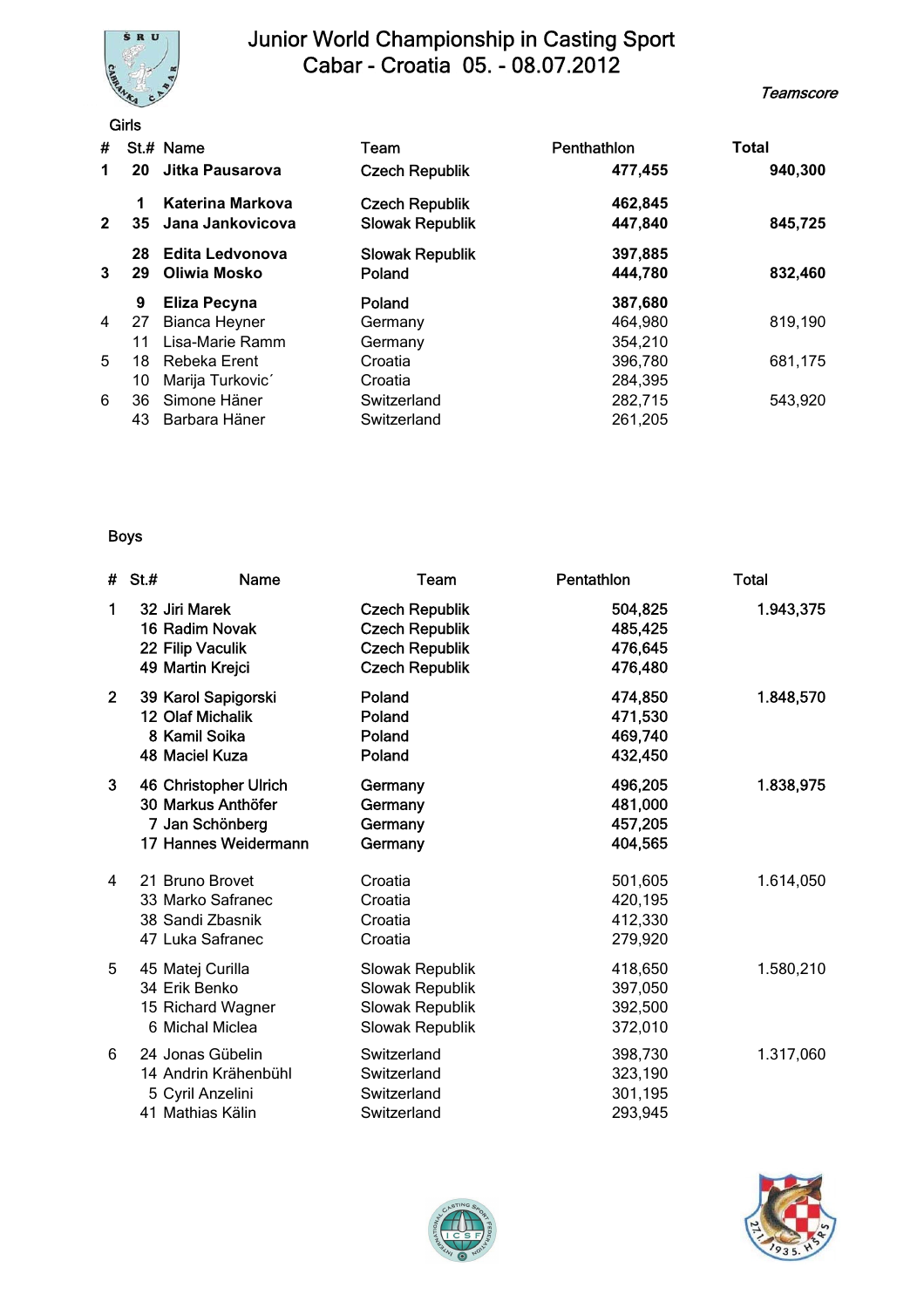# Junior World Championship in Casting Sport
## Cabar - Croatia 05. - 08.07.2012

*Teamscore*

### Girls

| # | St.# | Name | Team | Penthathlon | Total |
|---|---|---|---|---|---|
| **1** | **20** | **Jitka Pausarova** | **Czech Republik** | **477,455** | **940,300** |
| | **1** | **Katerina Markova** | **Czech Republik** | **462,845** | |
| **2** | **35** | **Jana Jankovicova** | **Slowak Republik** | **447,840** | **845,725** |
| | **28** | **Edita Ledvonova** | **Slowak Republik** | **397,885** | |
| **3** | **29** | **Oliwia Mosko** | **Poland** | **444,780** | **832,460** |
| | **9** | **Eliza Pecyna** | **Poland** | **387,680** | |
| 4 | 27 | Bianca Heyner | Germany | 464,980 | 819,190 |
| | 11 | Lisa-Marie Ramm | Germany | 354,210 | |
| 5 | 18 | Rebeka Erent | Croatia | 396,780 | 681,175 |
| | 10 | Marija Turkovic´ | Croatia | 284,395 | |
| 6 | 36 | Simone Häner | Switzerland | 282,715 | 543,920 |
| | 43 | Barbara Häner | Switzerland | 261,205 | |

### Boys

| # | St.# | Name | Team | Pentathlon | Total |
|---|---|---|---|---|---|
| **1** | **32** | **Jiri Marek** | **Czech Republik** | **504,825** | **1.943,375** |
| | **16** | **Radim Novak** | **Czech Republik** | **485,425** | |
| | **22** | **Filip Vaculik** | **Czech Republik** | **476,645** | |
| | **49** | **Martin Krejci** | **Czech Republik** | **476,480** | |
| **2** | **39** | **Karol Sapigorski** | **Poland** | **474,850** | **1.848,570** |
| | **12** | **Olaf Michalik** | **Poland** | **471,530** | |
| | **8** | **Kamil Soika** | **Poland** | **469,740** | |
| | **48** | **Maciel Kuza** | **Poland** | **432,450** | |
| **3** | **46** | **Christopher Ulrich** | **Germany** | **496,205** | **1.838,975** |
| | **30** | **Markus Anthöfer** | **Germany** | **481,000** | |
| | **7** | **Jan Schönberg** | **Germany** | **457,205** | |
| | **17** | **Hannes Weidermann** | **Germany** | **404,565** | |
| 4 | 21 | Bruno Brovet | Croatia | 501,605 | 1.614,050 |
| | 33 | Marko Safranec | Croatia | 420,195 | |
| | 38 | Sandi Zbasnik | Croatia | 412,330 | |
| | 47 | Luka Safranec | Croatia | 279,920 | |
| 5 | 45 | Matej Curilla | Slowak Republik | 418,650 | 1.580,210 |
| | 34 | Erik Benko | Slowak Republik | 397,050 | |
| | 15 | Richard Wagner | Slowak Republik | 392,500 | |
| | 6 | Michal Miclea | Slowak Republik | 372,010 | |
| 6 | 24 | Jonas Gübelin | Switzerland | 398,730 | 1.317,060 |
| | 14 | Andrin Krähenbühl | Switzerland | 323,190 | |
| | 5 | Cyril Anzelini | Switzerland | 301,195 | |
| | 41 | Mathias Kälin | Switzerland | 293,945 | |